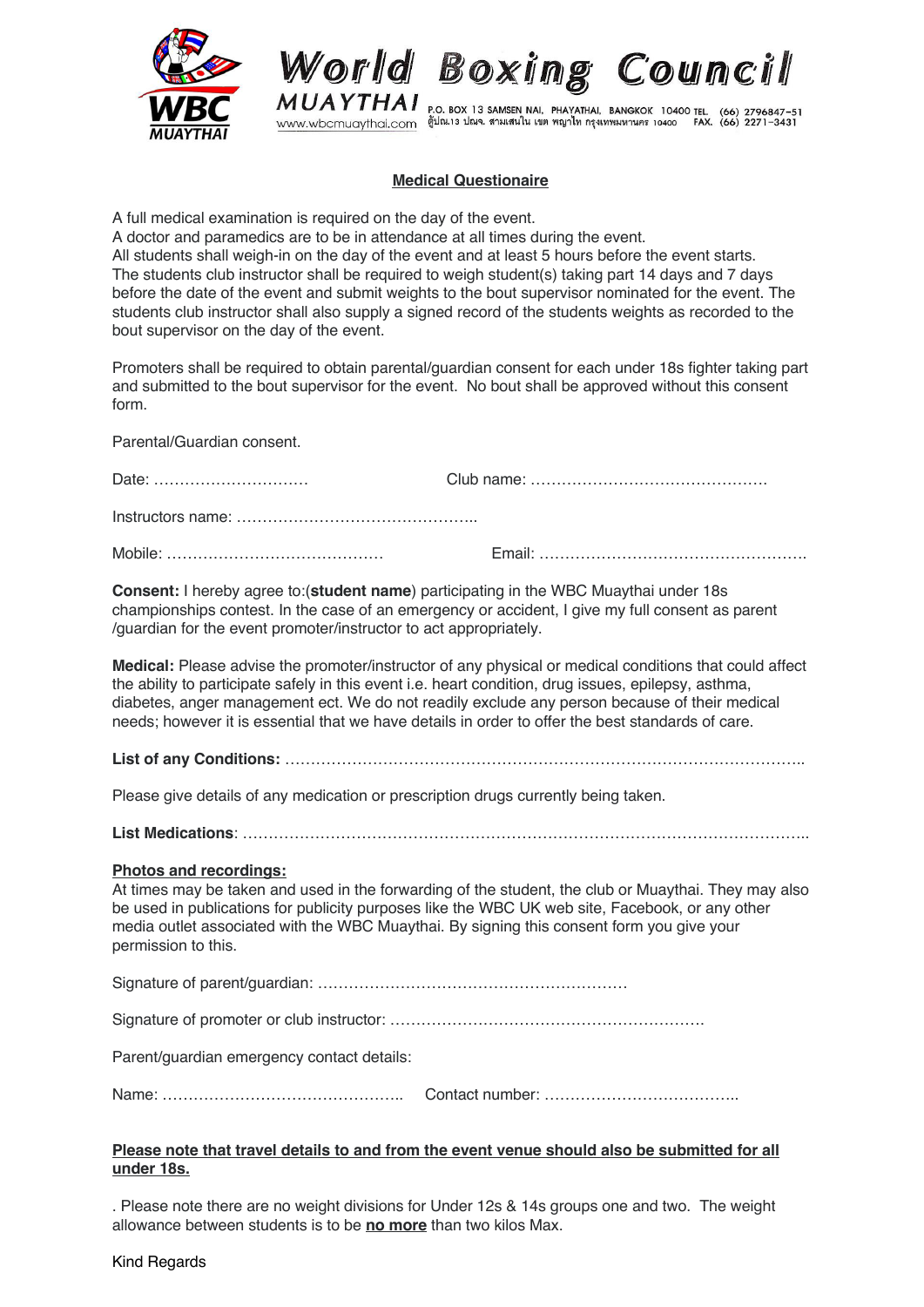# World Boxing Council

MUAYTHAI

www.wbcmuaythai.com

P.O. BOX 13 SAMSEN NAI, PHAYATHAI, BANGKOK 10400 TEL. (66) 2796847-51
ตู้ปณ.13 ปณจ. สามเสนใน เขต พญาไท กรุงเทพมหานคร 10400 FAX. (66) 2271-3431

## Medical Questionaire

A full medical examination is required on the day of the event.
A doctor and paramedics are to be in attendance at all times during the event.
All students shall weigh-in on the day of the event and at least 5 hours before the event starts.
The students club instructor shall be required to weigh student(s) taking part 14 days and 7 days before the date of the event and submit weights to the bout supervisor nominated for the event. The students club instructor shall also supply a signed record of the students weights as recorded to the bout supervisor on the day of the event.

Promoters shall be required to obtain parental/guardian consent for each under 18s fighter taking part and submitted to the bout supervisor for the event. No bout shall be approved without this consent form.

Parental/Guardian consent.

Date: ………………………… Club name: ………………………………………

Instructors name: ………………………………………..

Mobile: …………………………………… Email: ……………………………………………

**Consent:** I hereby agree to:(**student name**) participating in the WBC Muaythai under 18s championships contest. In the case of an emergency or accident, I give my full consent as parent /guardian for the event promoter/instructor to act appropriately.

**Medical:** Please advise the promoter/instructor of any physical or medical conditions that could affect the ability to participate safely in this event i.e. heart condition, drug issues, epilepsy, asthma, diabetes, anger management ect. We do not readily exclude any person because of their medical needs; however it is essential that we have details in order to offer the best standards of care.

**List of any Conditions:** ………………………………………………………………………………………..

Please give details of any medication or prescription drugs currently being taken.

**List Medications**: ………………………………………………………………………………………………..

**Photos and recordings:**
At times may be taken and used in the forwarding of the student, the club or Muaythai. They may also be used in publications for publicity purposes like the WBC UK web site, Facebook, or any other media outlet associated with the WBC Muaythai. By signing this consent form you give your permission to this.

Signature of parent/guardian: …………………………………………………

Signature of promoter or club instructor: ……………………………………………………

Parent/guardian emergency contact details:

Name: ……………………………………….. Contact number: ………………………………..

**Please note that travel details to and from the event venue should also be submitted for all under 18s.**

. Please note there are no weight divisions for Under 12s & 14s groups one and two. The weight allowance between students is to be **no more** than two kilos Max.

Kind Regards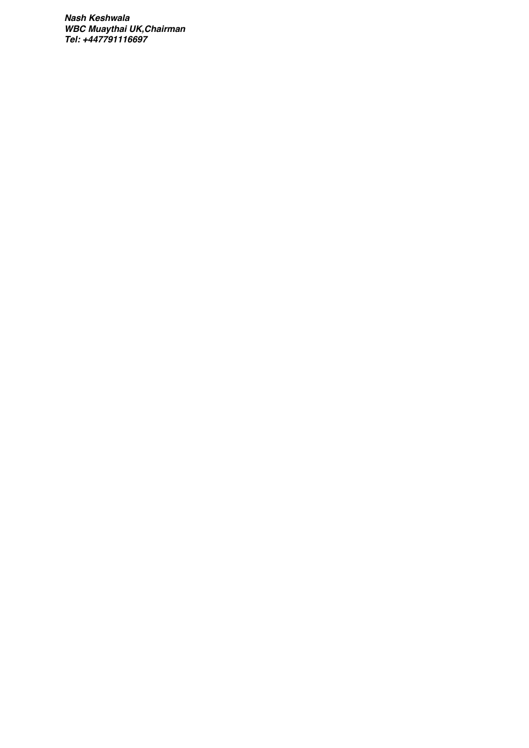***Nash Keshwala***
***WBC Muaythai UK,Chairman***
***Tel: +447791116697***